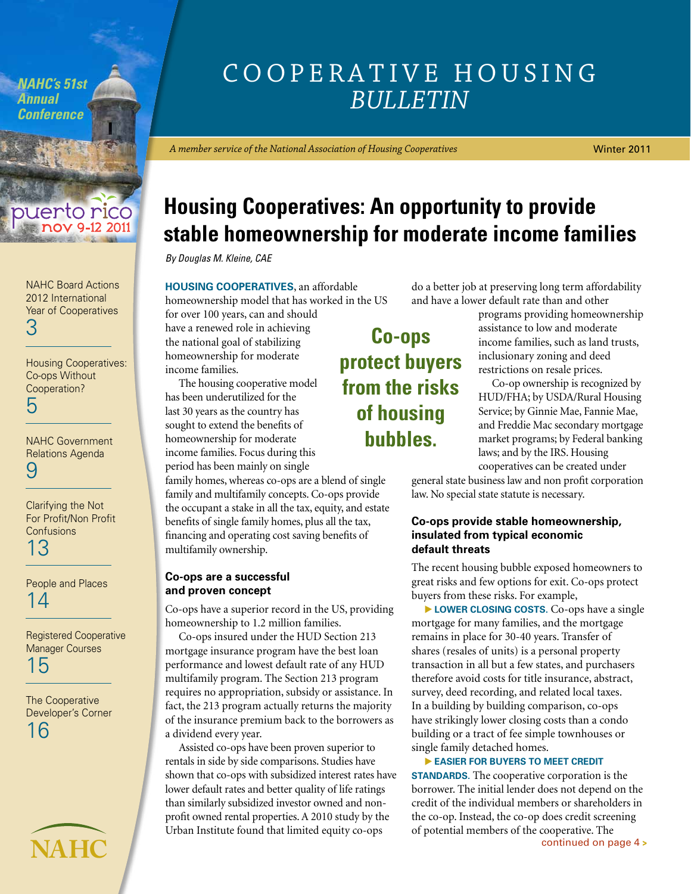# COOPERATIVE HOUSING *BULLETIN*

*A member service of the National Association of Housing Cooperatives*

Winter 2011

*NAHC's 51st Annual Conference*

puerto rico nov 9-12 2011

NAHC Board Actions 2012 International Year of Cooperatives 3

Housing Cooperatives: Co-ops Without Cooperation? 5

NAHC Government Relations Agenda 9

Clarifying the Not For Profit/Non Profit Confusions 13

People and Places 14

Registered Cooperative Manager Courses 15

The Cooperative Developer's Corner 16

NAHC

## Housing Cooperatives: An opportunity to provide stable homeownership for moderate income families

*By Douglas M. Kleine, CAE*

**HOUSING COOPERATIVES**, an affordable homeownership model that has worked in the US for over 100 years, can and should have a renewed role in achieving the national goal of stabilizing homeownership for moderate income families.

The housing cooperative model has been underutilized for the last 30 years as the country has sought to extend the benefits of homeownership for moderate income families. Focus during this period has been mainly on single family homes, whereas co-ops are a blend of single family and multifamily concepts. Co-ops provide the occupant a stake in all the tax, equity, and estate benefits of single family homes, plus all the tax, financing and operating cost saving benefits of multifamily ownership.

**Co-ops protect buyers from the risks of housing bubbles.**

### Co-ops are a successful and proven concept

Co-ops have a superior record in the US, providing homeownership to 1.2 million families.

Co-ops insured under the HUD Section 213 mortgage insurance program have the best loan performance and lowest default rate of any HUD multifamily program. The Section 213 program requires no appropriation, subsidy or assistance. In fact, the 213 program actually returns the majority of the insurance premium back to the borrowers as a dividend every year.

Assisted co-ops have been proven superior to rentals in side by side comparisons. Studies have shown that co-ops with subsidized interest rates have lower default rates and better quality of life ratings than similarly subsidized investor owned and non-profit owned rental properties. A 2010 study by the Urban Institute found that limited equity co-ops do a better job at preserving long term affordability and have a lower default rate than and other programs providing homeownership assistance to low and moderate income families, such as land trusts, inclusionary zoning and deed restrictions on resale prices.

Co-op ownership is recognized by HUD/FHA; by USDA/Rural Housing Service; by Ginnie Mae, Fannie Mae, and Freddie Mac secondary mortgage market programs; by Federal banking laws; and by the IRS. Housing cooperatives can be created under general state business law and non profit corporation law. No special state statute is necessary.

### Co-ops provide stable homeownership, insulated from typical economic default threats

The recent housing bubble exposed homeowners to great risks and few options for exit. Co-ops protect buyers from these risks. For example,

▶ **LOWER CLOSING COSTS**. Co-ops have a single mortgage for many families, and the mortgage remains in place for 30-40 years. Transfer of shares (resales of units) is a personal property transaction in all but a few states, and purchasers therefore avoid costs for title insurance, abstract, survey, deed recording, and related local taxes. In a building by building comparison, co-ops have strikingly lower closing costs than a condo building or a tract of fee simple townhouses or single family detached homes.

▶ **EASIER FOR BUYERS TO MEET CREDIT STANDARDS**. The cooperative corporation is the borrower. The initial lender does not depend on the credit of the individual members or shareholders in the co-op. Instead, the co-op does credit screening of potential members of the cooperative. The

continued on page 4 >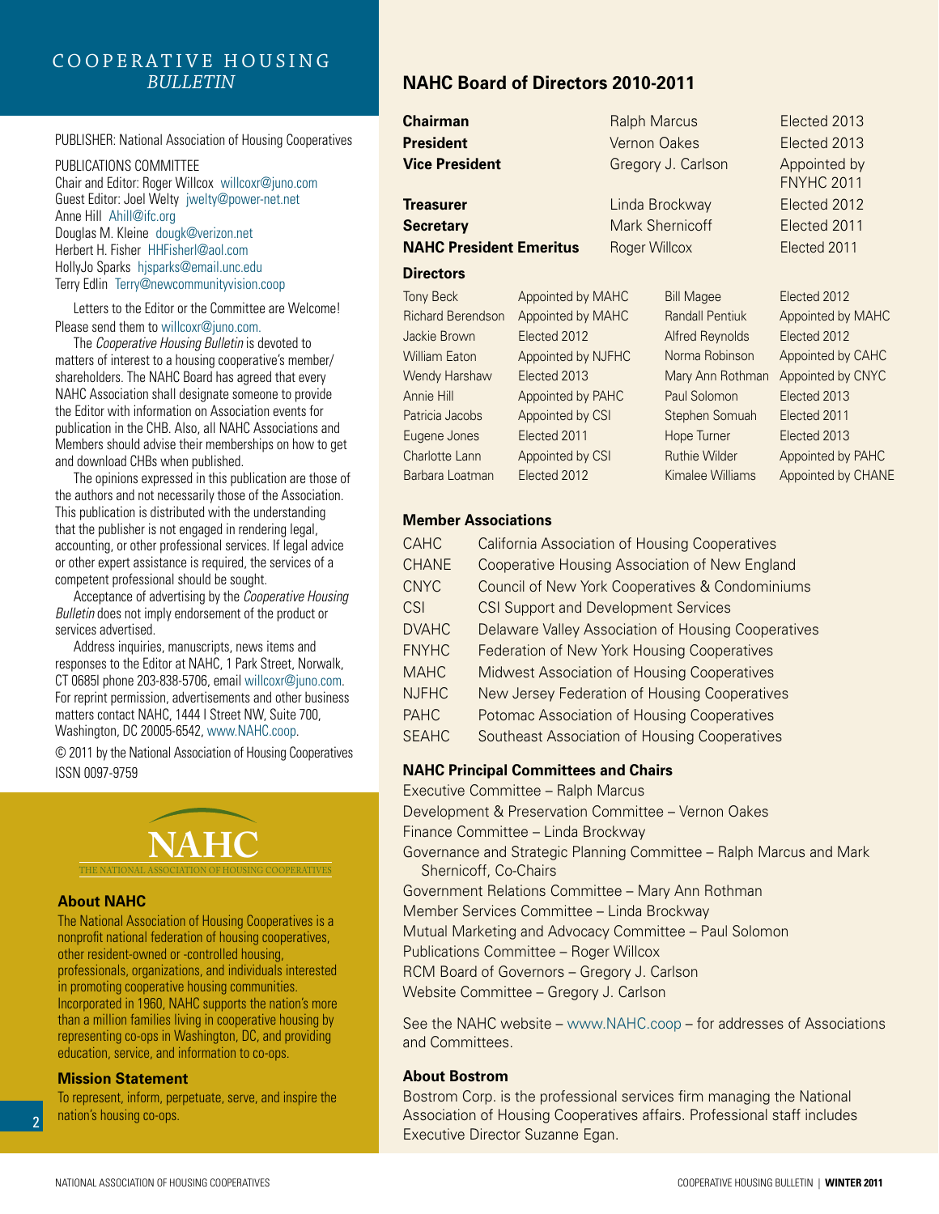## COOPERATIVE HOUSING *BULLETIN*

PUBLISHER: National Association of Housing Cooperatives

PUBLICATIONS COMMITTEE
Chair and Editor: Roger Willcox willcoxr@juno.com
Guest Editor: Joel Welty jwelty@power-net.net
Anne Hill Ahill@ifc.org
Douglas M. Kleine dougk@verizon.net
Herbert H. Fisher HHFisherl@aol.com
HollyJo Sparks hjsparks@email.unc.edu
Terry Edlin Terry@newcommunityvision.coop

Letters to the Editor or the Committee are Welcome! Please send them to willcoxr@juno.com.

The *Cooperative Housing Bulletin* is devoted to matters of interest to a housing cooperative's member/shareholders. The NAHC Board has agreed that every NAHC Association shall designate someone to provide the Editor with information on Association events for publication in the CHB. Also, all NAHC Associations and Members should advise their memberships on how to get and download CHBs when published.

The opinions expressed in this publication are those of the authors and not necessarily those of the Association. This publication is distributed with the understanding that the publisher is not engaged in rendering legal, accounting, or other professional services. If legal advice or other expert assistance is required, the services of a competent professional should be sought.

Acceptance of advertising by the *Cooperative Housing Bulletin* does not imply endorsement of the product or services advertised.

Address inquiries, manuscripts, news items and responses to the Editor at NAHC, 1 Park Street, Norwalk, CT 0685l phone 203-838-5706, email willcoxr@juno.com. For reprint permission, advertisements and other business matters contact NAHC, 1444 I Street NW, Suite 700, Washington, DC 20005-6542, www.NAHC.coop.

© 2011 by the National Association of Housing Cooperatives
ISSN 0097-9759

NAHC
THE NATIONAL ASSOCIATION OF HOUSING COOPERATIVES

### About NAHC

The National Association of Housing Cooperatives is a nonprofit national federation of housing cooperatives, other resident-owned or -controlled housing, professionals, organizations, and individuals interested in promoting cooperative housing communities. Incorporated in 1960, NAHC supports the nation's more than a million families living in cooperative housing by representing co-ops in Washington, DC, and providing education, service, and information to co-ops.

### Mission Statement

To represent, inform, perpetuate, serve, and inspire the nation's housing co-ops.

## NAHC Board of Directors 2010-2011

| | | |
|---|---|---|
| **Chairman** | Ralph Marcus | Elected 2013 |
| **President** | Vernon Oakes | Elected 2013 |
| **Vice President** | Gregory J. Carlson | Appointed by FNYHC 2011 |
| **Treasurer** | Linda Brockway | Elected 2012 |
| **Secretary** | Mark Shernicoff | Elected 2011 |
| **NAHC President Emeritus** | Roger Willcox | Elected 2011 |

### Directors

| | | | |
|---|---|---|---|
| Tony Beck | Appointed by MAHC | Bill Magee | Elected 2012 |
| Richard Berendson | Appointed by MAHC | Randall Pentiuk | Appointed by MAHC |
| Jackie Brown | Elected 2012 | Alfred Reynolds | Elected 2012 |
| William Eaton | Appointed by NJFHC | Norma Robinson | Appointed by CAHC |
| Wendy Harshaw | Elected 2013 | Mary Ann Rothman | Appointed by CNYC |
| Annie Hill | Appointed by PAHC | Paul Solomon | Elected 2013 |
| Patricia Jacobs | Appointed by CSI | Stephen Somuah | Elected 2011 |
| Eugene Jones | Elected 2011 | Hope Turner | Elected 2013 |
| Charlotte Lann | Appointed by CSI | Ruthie Wilder | Appointed by PAHC |
| Barbara Loatman | Elected 2012 | Kimalee Williams | Appointed by CHANE |

### Member Associations

| | |
|---|---|
| CAHC | California Association of Housing Cooperatives |
| CHANE | Cooperative Housing Association of New England |
| CNYC | Council of New York Cooperatives & Condominiums |
| CSI | CSI Support and Development Services |
| DVAHC | Delaware Valley Association of Housing Cooperatives |
| FNYHC | Federation of New York Housing Cooperatives |
| MAHC | Midwest Association of Housing Cooperatives |
| NJFHC | New Jersey Federation of Housing Cooperatives |
| PAHC | Potomac Association of Housing Cooperatives |
| SEAHC | Southeast Association of Housing Cooperatives |

### NAHC Principal Committees and Chairs

Executive Committee – Ralph Marcus
Development & Preservation Committee – Vernon Oakes
Finance Committee – Linda Brockway
Governance and Strategic Planning Committee – Ralph Marcus and Mark Shernicoff, Co-Chairs
Government Relations Committee – Mary Ann Rothman
Member Services Committee – Linda Brockway
Mutual Marketing and Advocacy Committee – Paul Solomon
Publications Committee – Roger Willcox
RCM Board of Governors – Gregory J. Carlson
Website Committee – Gregory J. Carlson

See the NAHC website – www.NAHC.coop – for addresses of Associations and Committees.

### About Bostrom

Bostrom Corp. is the professional services firm managing the National Association of Housing Cooperatives affairs. Professional staff includes Executive Director Suzanne Egan.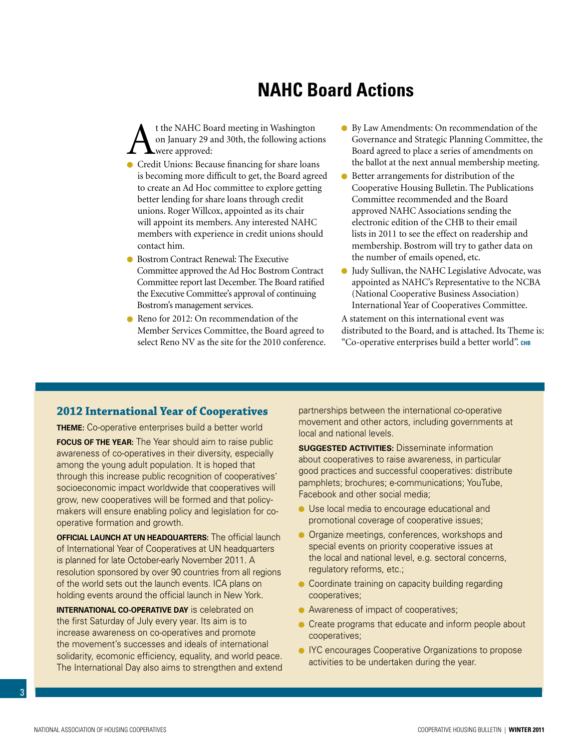# NAHC Board Actions

At the NAHC Board meeting in Washington on January 29 and 30th, the following actions were approved:

- Credit Unions: Because financing for share loans is becoming more difficult to get, the Board agreed to create an Ad Hoc committee to explore getting better lending for share loans through credit unions. Roger Willcox, appointed as its chair will appoint its members. Any interested NAHC members with experience in credit unions should contact him.
- Bostrom Contract Renewal: The Executive Committee approved the Ad Hoc Bostrom Contract Committee report last December. The Board ratified the Executive Committee's approval of continuing Bostrom's management services.
- Reno for 2012: On recommendation of the Member Services Committee, the Board agreed to select Reno NV as the site for the 2010 conference.
- By Law Amendments: On recommendation of the Governance and Strategic Planning Committee, the Board agreed to place a series of amendments on the ballot at the next annual membership meeting.
- Better arrangements for distribution of the Cooperative Housing Bulletin. The Publications Committee recommended and the Board approved NAHC Associations sending the electronic edition of the CHB to their email lists in 2011 to see the effect on readership and membership. Bostrom will try to gather data on the number of emails opened, etc.
- Judy Sullivan, the NAHC Legislative Advocate, was appointed as NAHC's Representative to the NCBA (National Cooperative Business Association) International Year of Cooperatives Committee.

A statement on this international event was distributed to the Board, and is attached. Its Theme is: "Co-operative enterprises build a better world". CHB

## 2012 International Year of Cooperatives

**THEME:** Co-operative enterprises build a better world

**FOCUS OF THE YEAR:** The Year should aim to raise public awareness of co-operatives in their diversity, especially among the young adult population. It is hoped that through this increase public recognition of cooperatives' socioeconomic impact worldwide that cooperatives will grow, new cooperatives will be formed and that policy-makers will ensure enabling policy and legislation for co-operative formation and growth.

**OFFICIAL LAUNCH AT UN HEADQUARTERS:** The official launch of International Year of Cooperatives at UN headquarters is planned for late October-early November 2011. A resolution sponsored by over 90 countries from all regions of the world sets out the launch events. ICA plans on holding events around the official launch in New York.

**INTERNATIONAL CO-OPERATIVE DAY** is celebrated on the first Saturday of July every year. Its aim is to increase awareness on co-operatives and promote the movement's successes and ideals of international solidarity, ecomonic efficiency, equality, and world peace. The International Day also aims to strengthen and extend partnerships between the international co-operative movement and other actors, including governments at local and national levels.

**SUGGESTED ACTIVITIES:** Disseminate information about cooperatives to raise awareness, in particular good practices and successful cooperatives: distribute pamphlets; brochures; e-communications; YouTube, Facebook and other social media;

- Use local media to encourage educational and promotional coverage of cooperative issues;
- Organize meetings, conferences, workshops and special events on priority cooperative issues at the local and national level, e.g. sectoral concerns, regulatory reforms, etc.;
- Coordinate training on capacity building regarding cooperatives;
- Awareness of impact of cooperatives;
- Create programs that educate and inform people about cooperatives;
- IYC encourages Cooperative Organizations to propose activities to be undertaken during the year.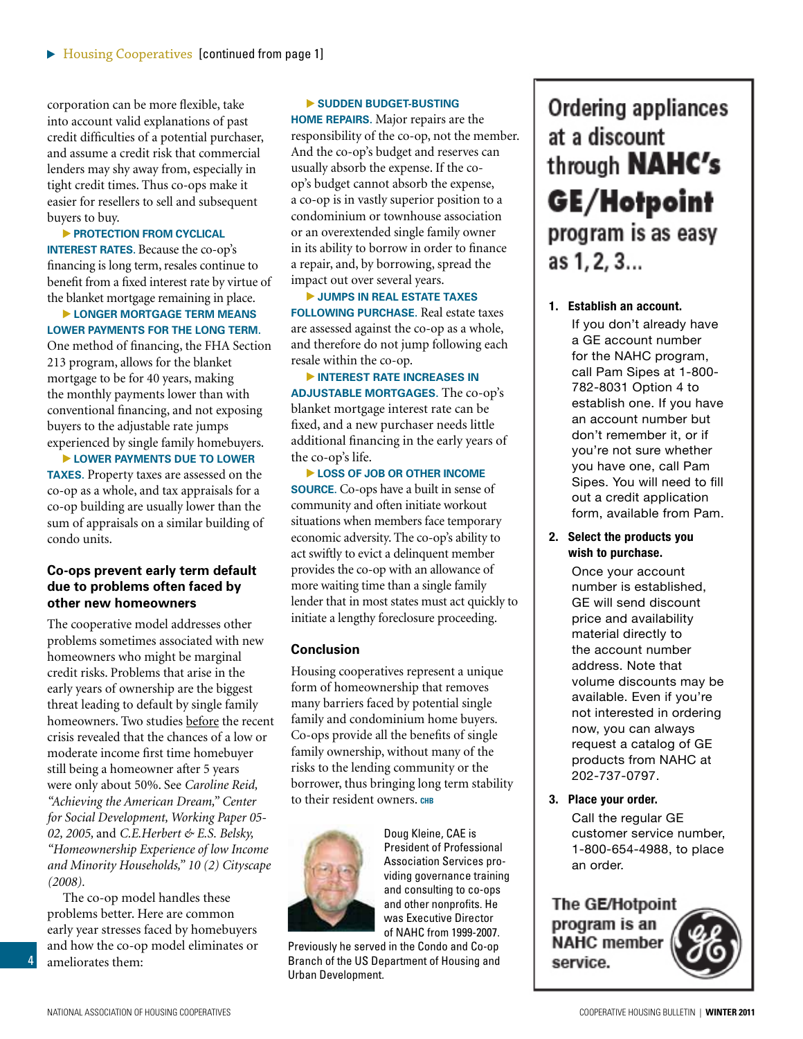▶ Housing Cooperatives [continued from page 1]

corporation can be more flexible, take into account valid explanations of past credit difficulties of a potential purchaser, and assume a credit risk that commercial lenders may shy away from, especially in tight credit times. Thus co-ops make it easier for resellers to sell and subsequent buyers to buy.

▶ **PROTECTION FROM CYCLICAL INTEREST RATES.** Because the co-op's financing is long term, resales continue to benefit from a fixed interest rate by virtue of the blanket mortgage remaining in place.

▶ **LONGER MORTGAGE TERM MEANS LOWER PAYMENTS FOR THE LONG TERM.** One method of financing, the FHA Section 213 program, allows for the blanket mortgage to be for 40 years, making the monthly payments lower than with conventional financing, and not exposing buyers to the adjustable rate jumps experienced by single family homebuyers.

▶ **LOWER PAYMENTS DUE TO LOWER TAXES.** Property taxes are assessed on the co-op as a whole, and tax appraisals for a co-op building are usually lower than the sum of appraisals on a similar building of condo units.

### Co-ops prevent early term default due to problems often faced by other new homeowners

The cooperative model addresses other problems sometimes associated with new homeowners who might be marginal credit risks. Problems that arise in the early years of ownership are the biggest threat leading to default by single family homeowners. Two studies before the recent crisis revealed that the chances of a low or moderate income first time homebuyer still being a homeowner after 5 years were only about 50%. See *Caroline Reid, "Achieving the American Dream," Center for Social Development, Working Paper 05-02, 2005,* and *C.E.Herbert & E.S. Belsky, "Homeownership Experience of low Income and Minority Households," 10 (2) Cityscape (2008).*

The co-op model handles these problems better. Here are common early year stresses faced by homebuyers and how the co-op model eliminates or ameliorates them:

▶ **SUDDEN BUDGET-BUSTING HOME REPAIRS.** Major repairs are the responsibility of the co-op, not the member. And the co-op's budget and reserves can usually absorb the expense. If the co-op's budget cannot absorb the expense, a co-op is in vastly superior position to a condominium or townhouse association or an overextended single family owner in its ability to borrow in order to finance a repair, and, by borrowing, spread the impact out over several years.

▶ **JUMPS IN REAL ESTATE TAXES FOLLOWING PURCHASE.** Real estate taxes are assessed against the co-op as a whole, and therefore do not jump following each resale within the co-op.

▶ **INTEREST RATE INCREASES IN ADJUSTABLE MORTGAGES.** The co-op's blanket mortgage interest rate can be fixed, and a new purchaser needs little additional financing in the early years of the co-op's life.

▶ **LOSS OF JOB OR OTHER INCOME SOURCE.** Co-ops have a built in sense of community and often initiate workout situations when members face temporary economic adversity. The co-op's ability to act swiftly to evict a delinquent member provides the co-op with an allowance of more waiting time than a single family lender that in most states must act quickly to initiate a lengthy foreclosure proceeding.

### Conclusion

Housing cooperatives represent a unique form of homeownership that removes many barriers faced by potential single family and condominium home buyers. Co-ops provide all the benefits of single family ownership, without many of the risks to the lending community or the borrower, thus bringing long term stability to their resident owners. CHB

Doug Kleine, CAE is President of Professional Association Services providing governance training and consulting to co-ops and other nonprofits. He was Executive Director of NAHC from 1999-2007. Previously he served in the Condo and Co-op Branch of the US Department of Housing and Urban Development.

---

## Ordering appliances at a discount through NAHC's GE/Hotpoint program is as easy as 1, 2, 3...

1. **Establish an account.**
   If you don't already have a GE account number for the NAHC program, call Pam Sipes at 1-800-782-8031 Option 4 to establish one. If you have an account number but don't remember it, or if you're not sure whether you have one, call Pam Sipes. You will need to fill out a credit application form, available from Pam.

2. **Select the products you wish to purchase.**
   Once your account number is established, GE will send discount price and availability material directly to the account number address. Note that volume discounts may be available. Even if you're not interested in ordering now, you can always request a catalog of GE products from NAHC at 202-737-0797.

3. **Place your order.**
   Call the regular GE customer service number, 1-800-654-4988, to place an order.

**The GE/Hotpoint program is an NAHC member service.**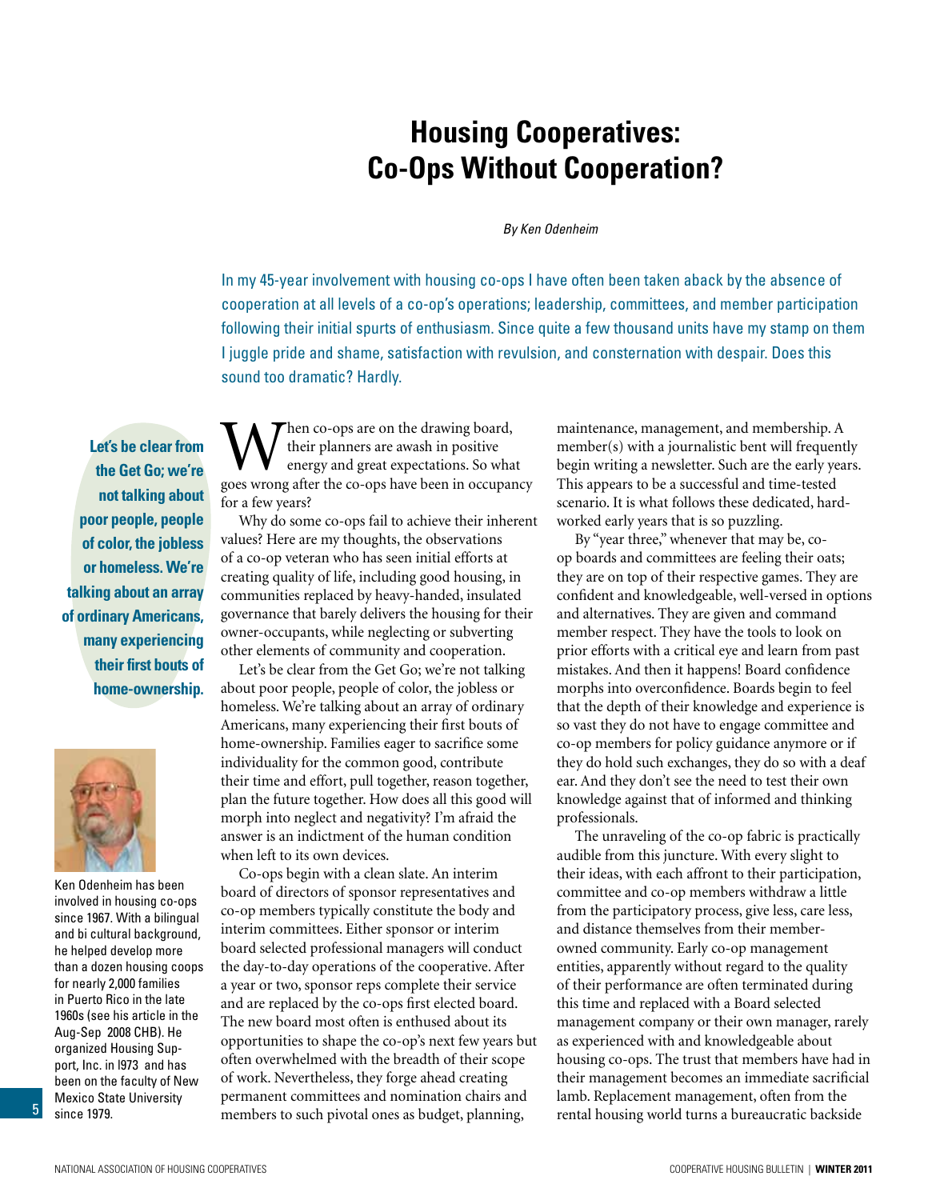# Housing Cooperatives: Co-Ops Without Cooperation?

*By Ken Odenheim*

In my 45-year involvement with housing co-ops I have often been taken aback by the absence of cooperation at all levels of a co-op's operations; leadership, committees, and member participation following their initial spurts of enthusiasm. Since quite a few thousand units have my stamp on them I juggle pride and shame, satisfaction with revulsion, and consternation with despair. Does this sound too dramatic? Hardly.

**Let's be clear from the Get Go; we're not talking about poor people, people of color, the jobless or homeless. We're talking about an array of ordinary Americans, many experiencing their first bouts of home-ownership.**

Ken Odenheim has been involved in housing co-ops since 1967. With a bilingual and bi cultural background, he helped develop more than a dozen housing coops for nearly 2,000 families in Puerto Rico in the late 1960s (see his article in the Aug-Sep 2008 CHB). He organized Housing Support, Inc. in l973 and has been on the faculty of New Mexico State University since 1979.

When co-ops are on the drawing board, their planners are awash in positive energy and great expectations. So what goes wrong after the co-ops have been in occupancy for a few years?

Why do some co-ops fail to achieve their inherent values? Here are my thoughts, the observations of a co-op veteran who has seen initial efforts at creating quality of life, including good housing, in communities replaced by heavy-handed, insulated governance that barely delivers the housing for their owner-occupants, while neglecting or subverting other elements of community and cooperation.

Let's be clear from the Get Go; we're not talking about poor people, people of color, the jobless or homeless. We're talking about an array of ordinary Americans, many experiencing their first bouts of home-ownership. Families eager to sacrifice some individuality for the common good, contribute their time and effort, pull together, reason together, plan the future together. How does all this good will morph into neglect and negativity? I'm afraid the answer is an indictment of the human condition when left to its own devices.

Co-ops begin with a clean slate. An interim board of directors of sponsor representatives and co-op members typically constitute the body and interim committees. Either sponsor or interim board selected professional managers will conduct the day-to-day operations of the cooperative. After a year or two, sponsor reps complete their service and are replaced by the co-ops first elected board. The new board most often is enthused about its opportunities to shape the co-op's next few years but often overwhelmed with the breadth of their scope of work. Nevertheless, they forge ahead creating permanent committees and nomination chairs and members to such pivotal ones as budget, planning, maintenance, management, and membership. A member(s) with a journalistic bent will frequently begin writing a newsletter. Such are the early years. This appears to be a successful and time-tested scenario. It is what follows these dedicated, hard-worked early years that is so puzzling.

By "year three," whenever that may be, co-op boards and committees are feeling their oats; they are on top of their respective games. They are confident and knowledgeable, well-versed in options and alternatives. They are given and command member respect. They have the tools to look on prior efforts with a critical eye and learn from past mistakes. And then it happens! Board confidence morphs into overconfidence. Boards begin to feel that the depth of their knowledge and experience is so vast they do not have to engage committee and co-op members for policy guidance anymore or if they do hold such exchanges, they do so with a deaf ear. And they don't see the need to test their own knowledge against that of informed and thinking professionals.

The unraveling of the co-op fabric is practically audible from this juncture. With every slight to their ideas, with each affront to their participation, committee and co-op members withdraw a little from the participatory process, give less, care less, and distance themselves from their member-owned community. Early co-op management entities, apparently without regard to the quality of their performance are often terminated during this time and replaced with a Board selected management company or their own manager, rarely as experienced with and knowledgeable about housing co-ops. The trust that members have had in their management becomes an immediate sacrificial lamb. Replacement management, often from the rental housing world turns a bureaucratic backside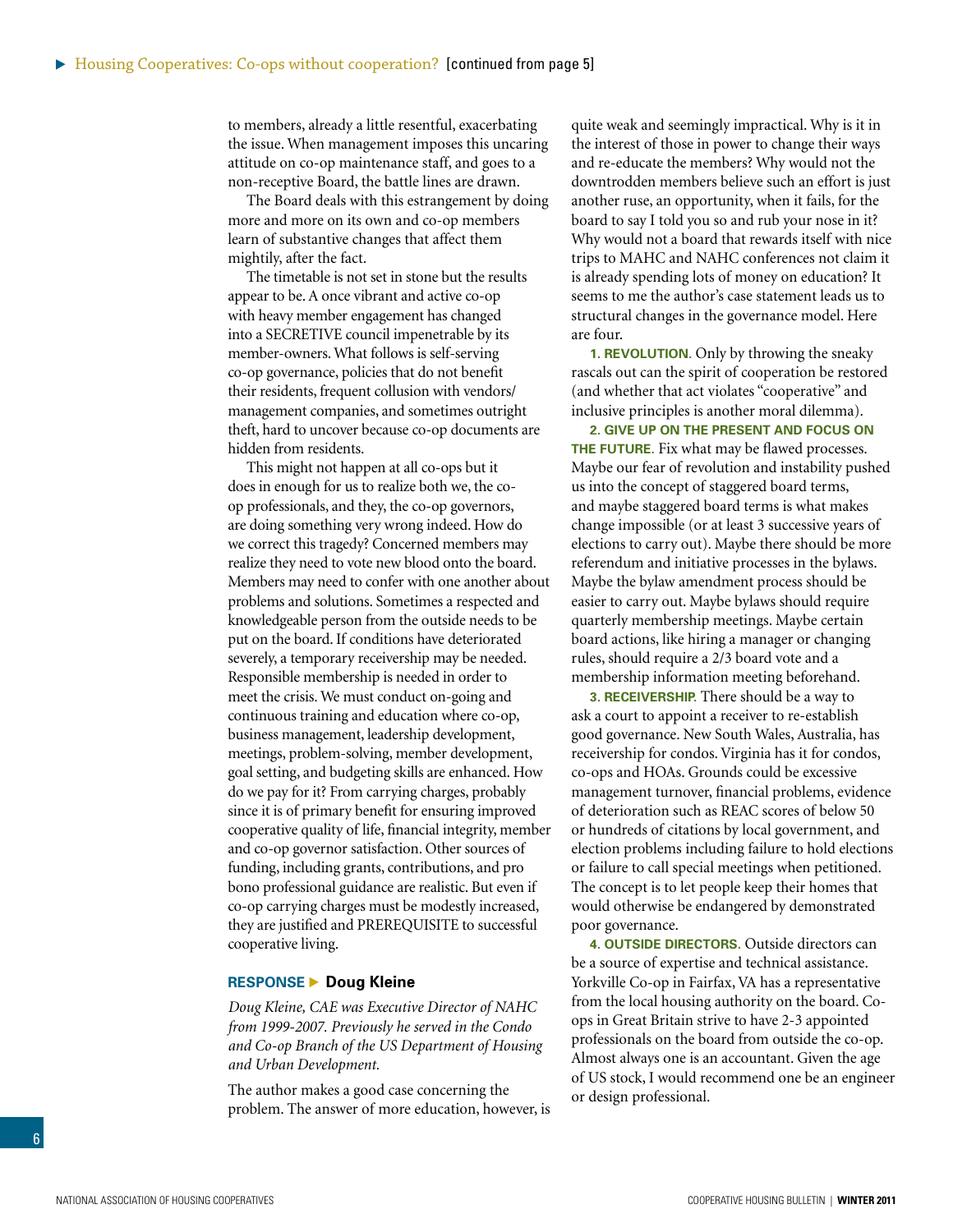to members, already a little resentful, exacerbating the issue. When management imposes this uncaring attitude on co-op maintenance staff, and goes to a non-receptive Board, the battle lines are drawn.

The Board deals with this estrangement by doing more and more on its own and co-op members learn of substantive changes that affect them mightily, after the fact.

The timetable is not set in stone but the results appear to be. A once vibrant and active co-op with heavy member engagement has changed into a SECRETIVE council impenetrable by its member-owners. What follows is self-serving co-op governance, policies that do not benefit their residents, frequent collusion with vendors/management companies, and sometimes outright theft, hard to uncover because co-op documents are hidden from residents.

This might not happen at all co-ops but it does in enough for us to realize both we, the co-op professionals, and they, the co-op governors, are doing something very wrong indeed. How do we correct this tragedy? Concerned members may realize they need to vote new blood onto the board. Members may need to confer with one another about problems and solutions. Sometimes a respected and knowledgeable person from the outside needs to be put on the board. If conditions have deteriorated severely, a temporary receivership may be needed. Responsible membership is needed in order to meet the crisis. We must conduct on-going and continuous training and education where co-op, business management, leadership development, meetings, problem-solving, member development, goal setting, and budgeting skills are enhanced. How do we pay for it? From carrying charges, probably since it is of primary benefit for ensuring improved cooperative quality of life, financial integrity, member and co-op governor satisfaction. Other sources of funding, including grants, contributions, and pro bono professional guidance are realistic. But even if co-op carrying charges must be modestly increased, they are justified and PREREQUISITE to successful cooperative living.

### RESPONSE ▶ Doug Kleine

*Doug Kleine, CAE was Executive Director of NAHC from 1999-2007. Previously he served in the Condo and Co-op Branch of the US Department of Housing and Urban Development.*

The author makes a good case concerning the problem. The answer of more education, however, is quite weak and seemingly impractical. Why is it in the interest of those in power to change their ways and re-educate the members? Why would not the downtrodden members believe such an effort is just another ruse, an opportunity, when it fails, for the board to say I told you so and rub your nose in it? Why would not a board that rewards itself with nice trips to MAHC and NAHC conferences not claim it is already spending lots of money on education? It seems to me the author's case statement leads us to structural changes in the governance model. Here are four.

**1. REVOLUTION**. Only by throwing the sneaky rascals out can the spirit of cooperation be restored (and whether that act violates "cooperative" and inclusive principles is another moral dilemma).

**2. GIVE UP ON THE PRESENT AND FOCUS ON THE FUTURE**. Fix what may be flawed processes. Maybe our fear of revolution and instability pushed us into the concept of staggered board terms, and maybe staggered board terms is what makes change impossible (or at least 3 successive years of elections to carry out). Maybe there should be more referendum and initiative processes in the bylaws. Maybe the bylaw amendment process should be easier to carry out. Maybe bylaws should require quarterly membership meetings. Maybe certain board actions, like hiring a manager or changing rules, should require a 2/3 board vote and a membership information meeting beforehand.

**3. RECEIVERSHIP**. There should be a way to ask a court to appoint a receiver to re-establish good governance. New South Wales, Australia, has receivership for condos. Virginia has it for condos, co-ops and HOAs. Grounds could be excessive management turnover, financial problems, evidence of deterioration such as REAC scores of below 50 or hundreds of citations by local government, and election problems including failure to hold elections or failure to call special meetings when petitioned. The concept is to let people keep their homes that would otherwise be endangered by demonstrated poor governance.

**4. OUTSIDE DIRECTORS**. Outside directors can be a source of expertise and technical assistance. Yorkville Co-op in Fairfax, VA has a representative from the local housing authority on the board. Co-ops in Great Britain strive to have 2-3 appointed professionals on the board from outside the co-op. Almost always one is an accountant. Given the age of US stock, I would recommend one be an engineer or design professional.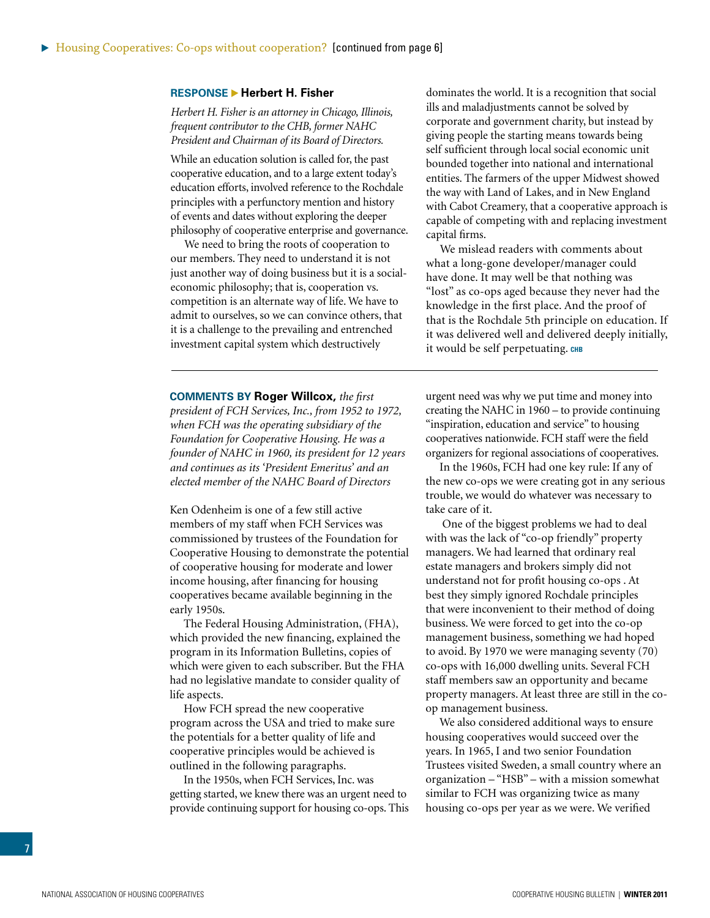Housing Cooperatives: Co-ops without cooperation? [continued from page 6]

## RESPONSE ▶ Herbert H. Fisher

*Herbert H. Fisher is an attorney in Chicago, Illinois, frequent contributor to the CHB, former NAHC President and Chairman of its Board of Directors.*

While an education solution is called for, the past cooperative education, and to a large extent today's education efforts, involved reference to the Rochdale principles with a perfunctory mention and history of events and dates without exploring the deeper philosophy of cooperative enterprise and governance.

We need to bring the roots of cooperation to our members. They need to understand it is not just another way of doing business but it is a social-economic philosophy; that is, cooperation vs. competition is an alternate way of life. We have to admit to ourselves, so we can convince others, that it is a challenge to the prevailing and entrenched investment capital system which destructively dominates the world. It is a recognition that social ills and maladjustments cannot be solved by corporate and government charity, but instead by giving people the starting means towards being self sufficient through local social economic unit bounded together into national and international entities. The farmers of the upper Midwest showed the way with Land of Lakes, and in New England with Cabot Creamery, that a cooperative approach is capable of competing with and replacing investment capital firms.

We mislead readers with comments about what a long-gone developer/manager could have done. It may well be that nothing was "lost" as co-ops aged because they never had the knowledge in the first place. And the proof of that is the Rochdale 5th principle on education. If it was delivered well and delivered deeply initially, it would be self perpetuating. CHB

---

## COMMENTS BY Roger Willcox, *the first president of FCH Services, Inc., from 1952 to 1972, when FCH was the operating subsidiary of the Foundation for Cooperative Housing. He was a founder of NAHC in 1960, its president for 12 years and continues as its 'President Emeritus' and an elected member of the NAHC Board of Directors*

Ken Odenheim is one of a few still active members of my staff when FCH Services was commissioned by trustees of the Foundation for Cooperative Housing to demonstrate the potential of cooperative housing for moderate and lower income housing, after financing for housing cooperatives became available beginning in the early 1950s.

The Federal Housing Administration, (FHA), which provided the new financing, explained the program in its Information Bulletins, copies of which were given to each subscriber. But the FHA had no legislative mandate to consider quality of life aspects.

How FCH spread the new cooperative program across the USA and tried to make sure the potentials for a better quality of life and cooperative principles would be achieved is outlined in the following paragraphs.

In the 1950s, when FCH Services, Inc. was getting started, we knew there was an urgent need to provide continuing support for housing co-ops. This urgent need was why we put time and money into creating the NAHC in 1960 – to provide continuing "inspiration, education and service" to housing cooperatives nationwide. FCH staff were the field organizers for regional associations of cooperatives.

In the 1960s, FCH had one key rule: If any of the new co-ops we were creating got in any serious trouble, we would do whatever was necessary to take care of it.

One of the biggest problems we had to deal with was the lack of "co-op friendly" property managers. We had learned that ordinary real estate managers and brokers simply did not understand not for profit housing co-ops . At best they simply ignored Rochdale principles that were inconvenient to their method of doing business. We were forced to get into the co-op management business, something we had hoped to avoid. By 1970 we were managing seventy (70) co-ops with 16,000 dwelling units. Several FCH staff members saw an opportunity and became property managers. At least three are still in the co-op management business.

We also considered additional ways to ensure housing cooperatives would succeed over the years. In 1965, I and two senior Foundation Trustees visited Sweden, a small country where an organization – "HSB" – with a mission somewhat similar to FCH was organizing twice as many housing co-ops per year as we were. We verified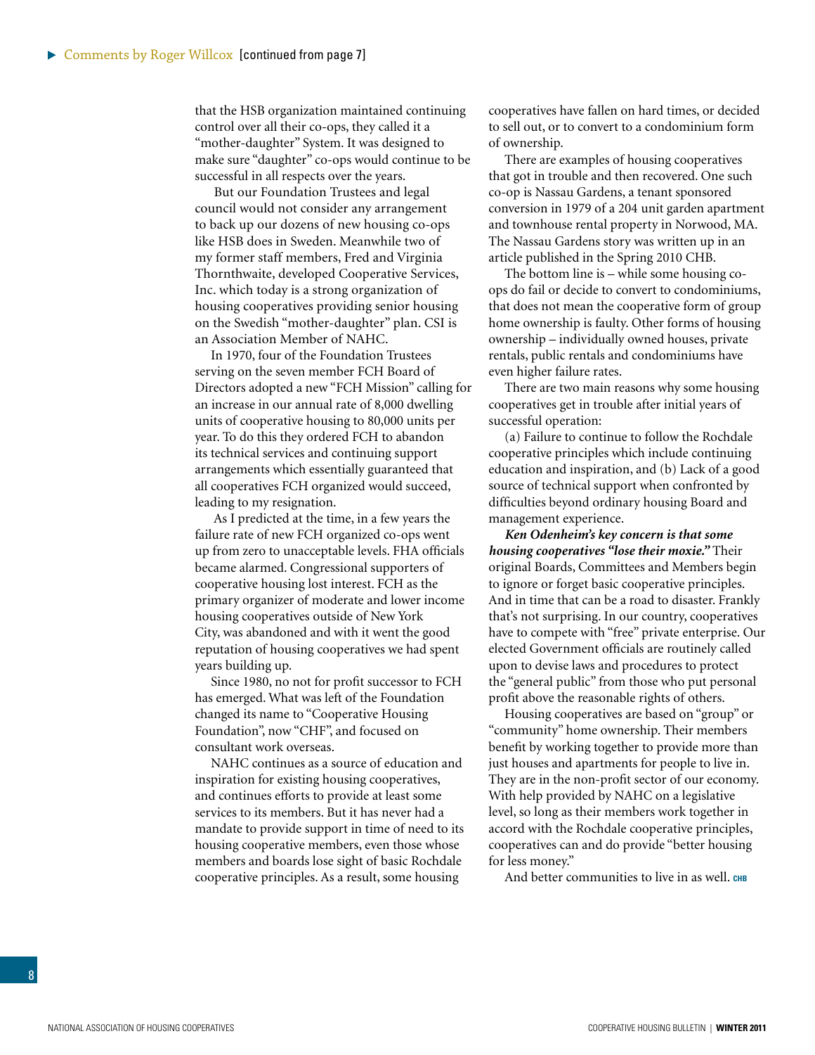▶ Comments by Roger Willcox [continued from page 7]

that the HSB organization maintained continuing control over all their co-ops, they called it a "mother-daughter" System. It was designed to make sure "daughter" co-ops would continue to be successful in all respects over the years.

But our Foundation Trustees and legal council would not consider any arrangement to back up our dozens of new housing co-ops like HSB does in Sweden. Meanwhile two of my former staff members, Fred and Virginia Thornthwaite, developed Cooperative Services, Inc. which today is a strong organization of housing cooperatives providing senior housing on the Swedish "mother-daughter" plan. CSI is an Association Member of NAHC.

In 1970, four of the Foundation Trustees serving on the seven member FCH Board of Directors adopted a new "FCH Mission" calling for an increase in our annual rate of 8,000 dwelling units of cooperative housing to 80,000 units per year. To do this they ordered FCH to abandon its technical services and continuing support arrangements which essentially guaranteed that all cooperatives FCH organized would succeed, leading to my resignation.

As I predicted at the time, in a few years the failure rate of new FCH organized co-ops went up from zero to unacceptable levels. FHA officials became alarmed. Congressional supporters of cooperative housing lost interest. FCH as the primary organizer of moderate and lower income housing cooperatives outside of New York City, was abandoned and with it went the good reputation of housing cooperatives we had spent years building up.

Since 1980, no not for profit successor to FCH has emerged. What was left of the Foundation changed its name to "Cooperative Housing Foundation", now "CHF", and focused on consultant work overseas.

NAHC continues as a source of education and inspiration for existing housing cooperatives, and continues efforts to provide at least some services to its members. But it has never had a mandate to provide support in time of need to its housing cooperative members, even those whose members and boards lose sight of basic Rochdale cooperative principles. As a result, some housing cooperatives have fallen on hard times, or decided to sell out, or to convert to a condominium form of ownership.

There are examples of housing cooperatives that got in trouble and then recovered. One such co-op is Nassau Gardens, a tenant sponsored conversion in 1979 of a 204 unit garden apartment and townhouse rental property in Norwood, MA. The Nassau Gardens story was written up in an article published in the Spring 2010 CHB.

The bottom line is – while some housing co-ops do fail or decide to convert to condominiums, that does not mean the cooperative form of group home ownership is faulty. Other forms of housing ownership – individually owned houses, private rentals, public rentals and condominiums have even higher failure rates.

There are two main reasons why some housing cooperatives get in trouble after initial years of successful operation:

(a) Failure to continue to follow the Rochdale cooperative principles which include continuing education and inspiration, and (b) Lack of a good source of technical support when confronted by difficulties beyond ordinary housing Board and management experience.

***Ken Odenheim's key concern is that some housing cooperatives "lose their moxie."*** Their original Boards, Committees and Members begin to ignore or forget basic cooperative principles. And in time that can be a road to disaster. Frankly that's not surprising. In our country, cooperatives have to compete with "free" private enterprise. Our elected Government officials are routinely called upon to devise laws and procedures to protect the "general public" from those who put personal profit above the reasonable rights of others.

Housing cooperatives are based on "group" or "community" home ownership. Their members benefit by working together to provide more than just houses and apartments for people to live in. They are in the non-profit sector of our economy. With help provided by NAHC on a legislative level, so long as their members work together in accord with the Rochdale cooperative principles, cooperatives can and do provide "better housing for less money."

And better communities to live in as well. CHB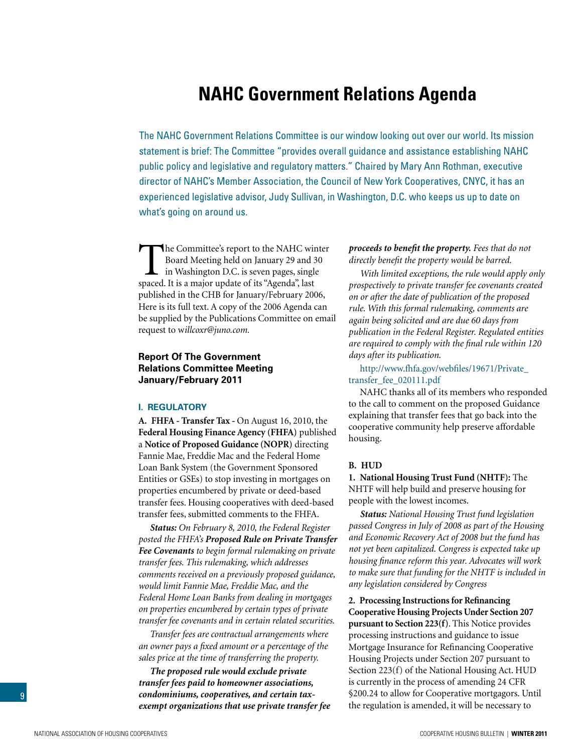# NAHC Government Relations Agenda

The NAHC Government Relations Committee is our window looking out over our world. Its mission statement is brief: The Committee "provides overall guidance and assistance establishing NAHC public policy and legislative and regulatory matters." Chaired by Mary Ann Rothman, executive director of NAHC's Member Association, the Council of New York Cooperatives, CNYC, it has an experienced legislative advisor, Judy Sullivan, in Washington, D.C. who keeps us up to date on what's going on around us.

The Committee's report to the NAHC winter Board Meeting held on January 29 and 30 in Washington D.C. is seven pages, single spaced. It is a major update of its "Agenda", last published in the CHB for January/February 2006, Here is its full text. A copy of the 2006 Agenda can be supplied by the Publications Committee on email request to w*illcoxr@juno.com.*

## Report Of The Government Relations Committee Meeting January/February 2011

### I. REGULATORY

**A. FHFA - Transfer Tax -** On August 16, 2010, the **Federal Housing Finance Agency (FHFA)** published a **Notice of Proposed Guidance (NOPR)** directing Fannie Mae, Freddie Mac and the Federal Home Loan Bank System (the Government Sponsored Entities or GSEs) to stop investing in mortgages on properties encumbered by private or deed-based transfer fees. Housing cooperatives with deed-based transfer fees, submitted comments to the FHFA.

***Status:*** *On February 8, 2010, the Federal Register posted the FHFA's* ***Proposed Rule on Private Transfer Fee Covenants*** *to begin formal rulemaking on private transfer fees. This rulemaking, which addresses comments received on a previously proposed guidance, would limit Fannie Mae, Freddie Mac, and the Federal Home Loan Banks from dealing in mortgages on properties encumbered by certain types of private transfer fee covenants and in certain related securities.*

*Transfer fees are contractual arrangements where an owner pays a fixed amount or a percentage of the sales price at the time of transferring the property.*

***The proposed rule would exclude private transfer fees paid to homeowner associations, condominiums, cooperatives, and certain tax-exempt organizations that use private transfer fee proceeds to benefit the property.*** *Fees that do not directly benefit the property would be barred.*

*With limited exceptions, the rule would apply only prospectively to private transfer fee covenants created on or after the date of publication of the proposed rule. With this formal rulemaking, comments are again being solicited and are due 60 days from publication in the Federal Register. Regulated entities are required to comply with the final rule within 120 days after its publication.*

http://www.fhfa.gov/webfiles/19671/Private_transfer_fee_020111.pdf

NAHC thanks all of its members who responded to the call to comment on the proposed Guidance explaining that transfer fees that go back into the cooperative community help preserve affordable housing.

**B. HUD**

**1. National Housing Trust Fund (NHTF):** The NHTF will help build and preserve housing for people with the lowest incomes.

***Status:*** *National Housing Trust fund legislation passed Congress in July of 2008 as part of the Housing and Economic Recovery Act of 2008 but the fund has not yet been capitalized. Congress is expected take up housing finance reform this year. Advocates will work to make sure that funding for the NHTF is included in any legislation considered by Congress*

**2. Processing Instructions for Refinancing Cooperative Housing Projects Under Section 207 pursuant to Section 223(f)**. This Notice provides processing instructions and guidance to issue Mortgage Insurance for Refinancing Cooperative Housing Projects under Section 207 pursuant to Section 223(f) of the National Housing Act. HUD is currently in the process of amending 24 CFR §200.24 to allow for Cooperative mortgagors. Until the regulation is amended, it will be necessary to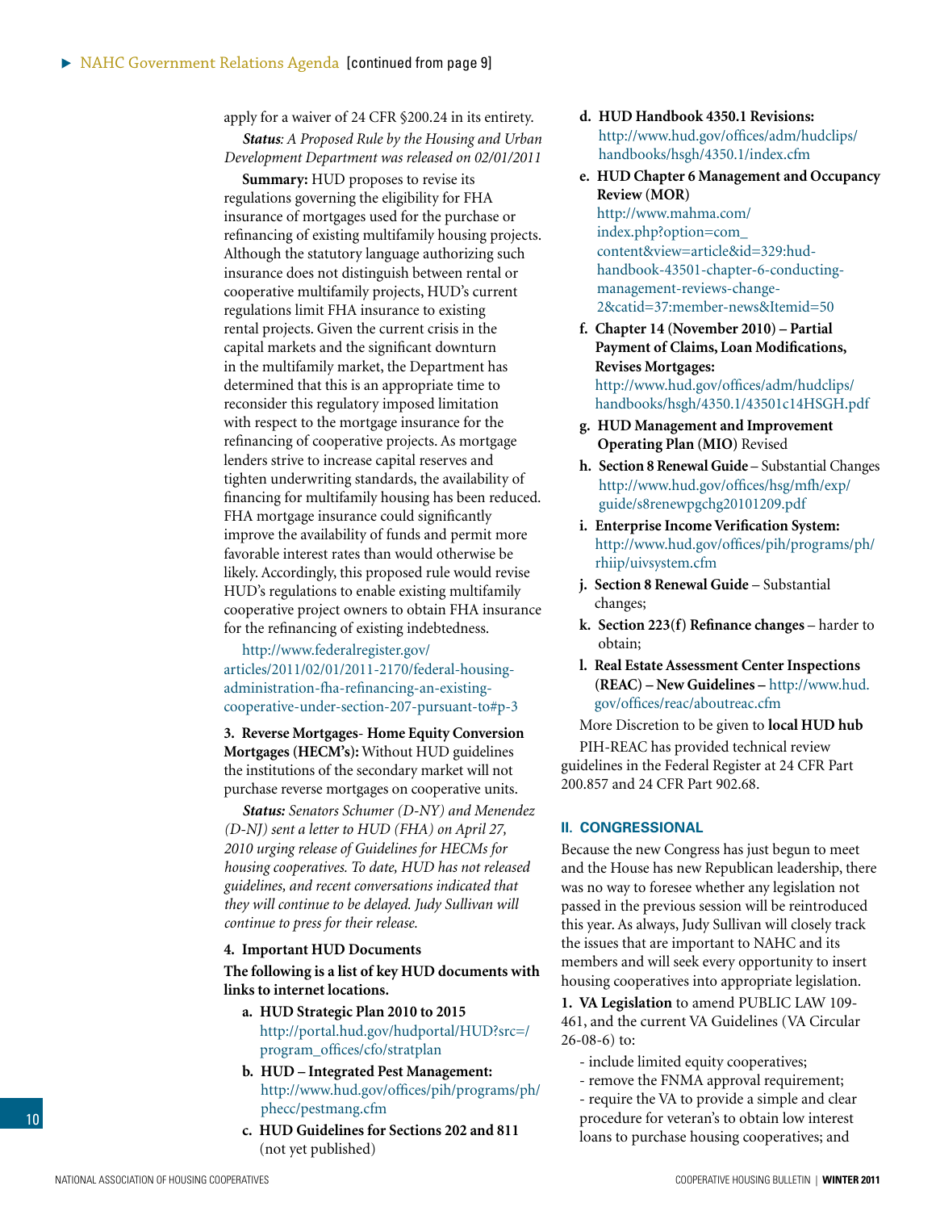apply for a waiver of 24 CFR §200.24 in its entirety.

***Status**: A Proposed Rule by the Housing and Urban Development Department was released on 02/01/2011*

**Summary:** HUD proposes to revise its regulations governing the eligibility for FHA insurance of mortgages used for the purchase or refinancing of existing multifamily housing projects. Although the statutory language authorizing such insurance does not distinguish between rental or cooperative multifamily projects, HUD's current regulations limit FHA insurance to existing rental projects. Given the current crisis in the capital markets and the significant downturn in the multifamily market, the Department has determined that this is an appropriate time to reconsider this regulatory imposed limitation with respect to the mortgage insurance for the refinancing of cooperative projects. As mortgage lenders strive to increase capital reserves and tighten underwriting standards, the availability of financing for multifamily housing has been reduced. FHA mortgage insurance could significantly improve the availability of funds and permit more favorable interest rates than would otherwise be likely. Accordingly, this proposed rule would revise HUD's regulations to enable existing multifamily cooperative project owners to obtain FHA insurance for the refinancing of existing indebtedness.

http://www.federalregister.gov/articles/2011/02/01/2011-2170/federal-housing-administration-fha-refinancing-an-existing-cooperative-under-section-207-pursuant-to#p-3

**3. Reverse Mortgages- Home Equity Conversion Mortgages (HECM's):** Without HUD guidelines the institutions of the secondary market will not purchase reverse mortgages on cooperative units.

***Status:** Senators Schumer (D-NY) and Menendez (D-NJ) sent a letter to HUD (FHA) on April 27, 2010 urging release of Guidelines for HECMs for housing cooperatives. To date, HUD has not released guidelines, and recent conversations indicated that they will continue to be delayed. Judy Sullivan will continue to press for their release.*

**4. Important HUD Documents**

**The following is a list of key HUD documents with links to internet locations.**

a. **HUD Strategic Plan 2010 to 2015** http://portal.hud.gov/hudportal/HUD?src=/program_offices/cfo/stratplan
b. **HUD – Integrated Pest Management:** http://www.hud.gov/offices/pih/programs/ph/phecc/pestmang.cfm
c. **HUD Guidelines for Sections 202 and 811** (not yet published)
d. **HUD Handbook 4350.1 Revisions:** http://www.hud.gov/offices/adm/hudclips/handbooks/hsgh/4350.1/index.cfm
e. **HUD Chapter 6 Management and Occupancy Review (MOR)** http://www.mahma.com/index.php?option=com_content&view=article&id=329:hud-handbook-43501-chapter-6-conducting-management-reviews-change-2&catid=37:member-news&Itemid=50
f. **Chapter 14 (November 2010) – Partial Payment of Claims, Loan Modifications, Revises Mortgages:** http://www.hud.gov/offices/adm/hudclips/handbooks/hsgh/4350.1/43501c14HSGH.pdf
g. **HUD Management and Improvement Operating Plan (MIO)** Revised
h. **Section 8 Renewal Guide** – Substantial Changes http://www.hud.gov/offices/hsg/mfh/exp/guide/s8renewpgchg20101209.pdf
i. **Enterprise Income Verification System:** http://www.hud.gov/offices/pih/programs/ph/rhiip/uivsystem.cfm
j. **Section 8 Renewal Guide** – Substantial changes;
k. **Section 223(f) Refinance changes** – harder to obtain;
l. **Real Estate Assessment Center Inspections (REAC) – New Guidelines –** http://www.hud.gov/offices/reac/aboutreac.cfm

More Discretion to be given to **local HUD hub**

PIH-REAC has provided technical review guidelines in the Federal Register at 24 CFR Part 200.857 and 24 CFR Part 902.68.

## II. CONGRESSIONAL

Because the new Congress has just begun to meet and the House has new Republican leadership, there was no way to foresee whether any legislation not passed in the previous session will be reintroduced this year. As always, Judy Sullivan will closely track the issues that are important to NAHC and its members and will seek every opportunity to insert housing cooperatives into appropriate legislation.

**1. VA Legislation** to amend PUBLIC LAW 109-461, and the current VA Guidelines (VA Circular 26-08-6) to:

- include limited equity cooperatives;
- remove the FNMA approval requirement;
- require the VA to provide a simple and clear procedure for veteran's to obtain low interest loans to purchase housing cooperatives; and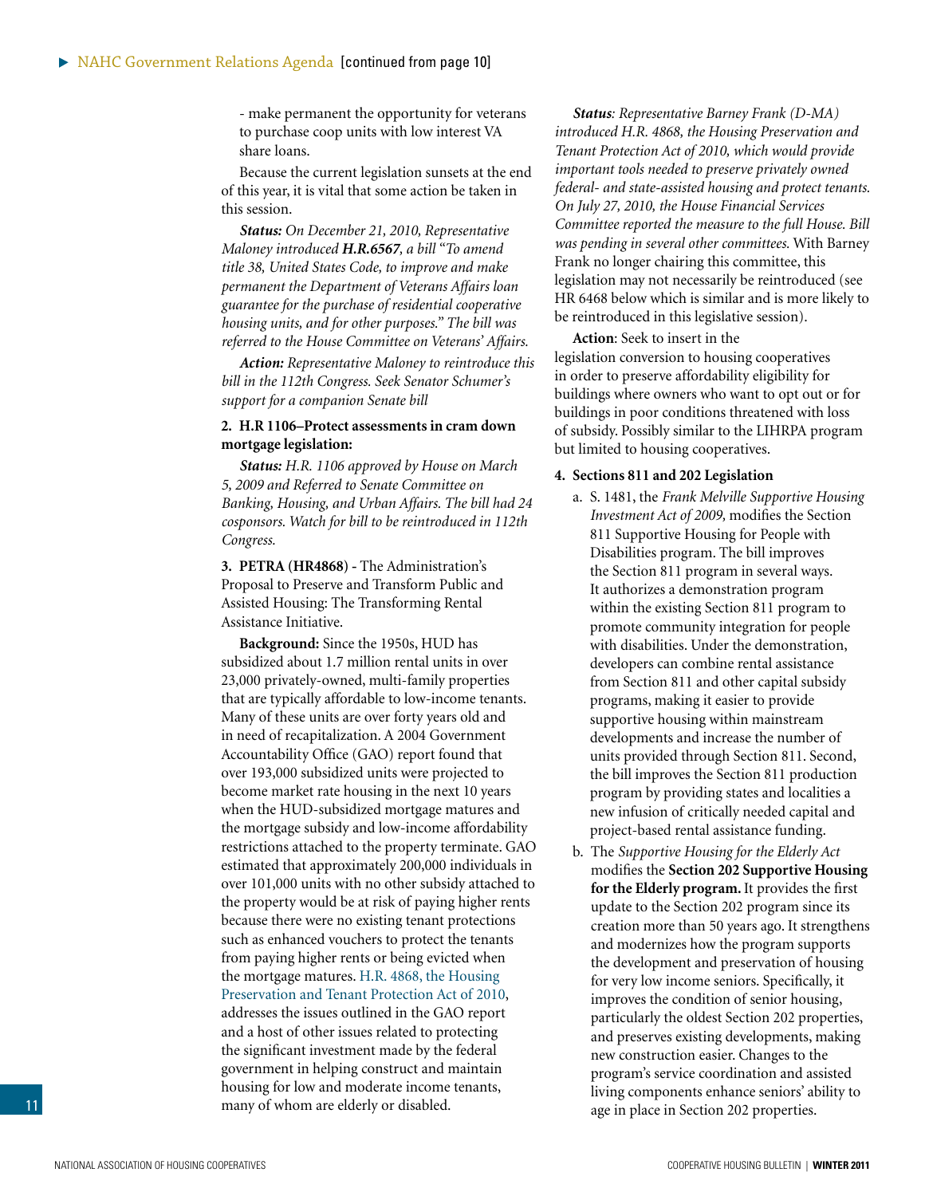- make permanent the opportunity for veterans to purchase coop units with low interest VA share loans.

Because the current legislation sunsets at the end of this year, it is vital that some action be taken in this session.

***Status:*** *On December 21, 2010, Representative Maloney introduced **H.R.6567**, a bill "To amend title 38, United States Code, to improve and make permanent the Department of Veterans Affairs loan guarantee for the purchase of residential cooperative housing units, and for other purposes." The bill was referred to the House Committee on Veterans' Affairs.*

***Action:*** *Representative Maloney to reintroduce this bill in the 112th Congress. Seek Senator Schumer's support for a companion Senate bill*

**2. H.R 1106–Protect assessments in cram down mortgage legislation:**

***Status:*** *H.R. 1106 approved by House on March 5, 2009 and Referred to Senate Committee on Banking, Housing, and Urban Affairs. The bill had 24 cosponsors. Watch for bill to be reintroduced in 112th Congress.*

**3. PETRA (HR4868)** - The Administration's Proposal to Preserve and Transform Public and Assisted Housing: The Transforming Rental Assistance Initiative.

**Background:** Since the 1950s, HUD has subsidized about 1.7 million rental units in over 23,000 privately-owned, multi-family properties that are typically affordable to low-income tenants. Many of these units are over forty years old and in need of recapitalization. A 2004 Government Accountability Office (GAO) report found that over 193,000 subsidized units were projected to become market rate housing in the next 10 years when the HUD-subsidized mortgage matures and the mortgage subsidy and low-income affordability restrictions attached to the property terminate. GAO estimated that approximately 200,000 individuals in over 101,000 units with no other subsidy attached to the property would be at risk of paying higher rents because there were no existing tenant protections such as enhanced vouchers to protect the tenants from paying higher rents or being evicted when the mortgage matures. H.R. 4868, the Housing Preservation and Tenant Protection Act of 2010, addresses the issues outlined in the GAO report and a host of other issues related to protecting the significant investment made by the federal government in helping construct and maintain housing for low and moderate income tenants, many of whom are elderly or disabled.

***Status****: Representative Barney Frank (D-MA) introduced H.R. 4868, the Housing Preservation and Tenant Protection Act of 2010, which would provide important tools needed to preserve privately owned federal- and state-assisted housing and protect tenants. On July 27, 2010, the House Financial Services Committee reported the measure to the full House. Bill was pending in several other committees.* With Barney Frank no longer chairing this committee, this legislation may not necessarily be reintroduced (see HR 6468 below which is similar and is more likely to be reintroduced in this legislative session).

**Action**: Seek to insert in the legislation conversion to housing cooperatives in order to preserve affordability eligibility for buildings where owners who want to opt out or for buildings in poor conditions threatened with loss of subsidy. Possibly similar to the LIHRPA program but limited to housing cooperatives.

**4. Sections 811 and 202 Legislation**

a. S. 1481, the *Frank Melville Supportive Housing Investment Act of 2009*, modifies the Section 811 Supportive Housing for People with Disabilities program. The bill improves the Section 811 program in several ways. It authorizes a demonstration program within the existing Section 811 program to promote community integration for people with disabilities. Under the demonstration, developers can combine rental assistance from Section 811 and other capital subsidy programs, making it easier to provide supportive housing within mainstream developments and increase the number of units provided through Section 811. Second, the bill improves the Section 811 production program by providing states and localities a new infusion of critically needed capital and project-based rental assistance funding.

b. The *Supportive Housing for the Elderly Act* modifies the **Section 202 Supportive Housing for the Elderly program.** It provides the first update to the Section 202 program since its creation more than 50 years ago. It strengthens and modernizes how the program supports the development and preservation of housing for very low income seniors. Specifically, it improves the condition of senior housing, particularly the oldest Section 202 properties, and preserves existing developments, making new construction easier. Changes to the program's service coordination and assisted living components enhance seniors' ability to age in place in Section 202 properties.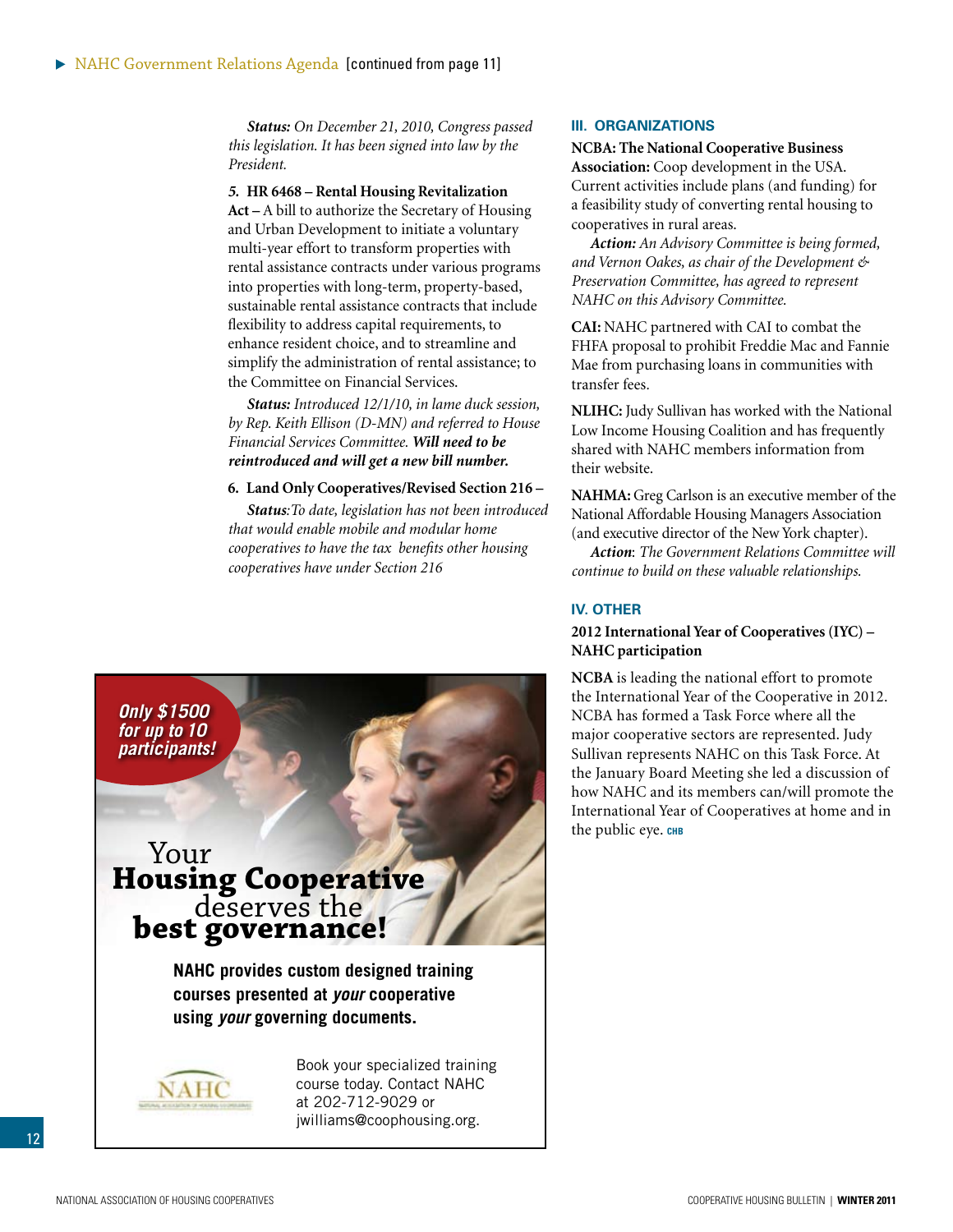*Status: On December 21, 2010, Congress passed this legislation. It has been signed into law by the President.*

**5. HR 6468 – Rental Housing Revitalization Act –** A bill to authorize the Secretary of Housing and Urban Development to initiate a voluntary multi-year effort to transform properties with rental assistance contracts under various programs into properties with long-term, property-based, sustainable rental assistance contracts that include flexibility to address capital requirements, to enhance resident choice, and to streamline and simplify the administration of rental assistance; to the Committee on Financial Services.

***Status:*** *Introduced 12/1/10, in lame duck session, by Rep. Keith Ellison (D-MN) and referred to House Financial Services Committee.* ***Will need to be reintroduced and will get a new bill number.***

**6. Land Only Cooperatives/Revised Section 216 –**

***Status****: To date, legislation has not been introduced that would enable mobile and modular home cooperatives to have the tax benefits other housing cooperatives have under Section 216*

**Only $1500 for up to 10 participants!**

Your **Housing Cooperative** deserves the **best governance!**

**NAHC provides custom designed training courses presented at *your* cooperative using *your* governing documents.**

Book your specialized training course today. Contact NAHC at 202-712-9029 or jwilliams@coophousing.org.

## III. ORGANIZATIONS

**NCBA: The National Cooperative Business Association:** Coop development in the USA. Current activities include plans (and funding) for a feasibility study of converting rental housing to cooperatives in rural areas.

***Action:*** *An Advisory Committee is being formed, and Vernon Oakes, as chair of the Development & Preservation Committee, has agreed to represent NAHC on this Advisory Committee.*

**CAI:** NAHC partnered with CAI to combat the FHFA proposal to prohibit Freddie Mac and Fannie Mae from purchasing loans in communities with transfer fees.

**NLIHC:** Judy Sullivan has worked with the National Low Income Housing Coalition and has frequently shared with NAHC members information from their website.

**NAHMA:** Greg Carlson is an executive member of the National Affordable Housing Managers Association (and executive director of the New York chapter).

***Action****: The Government Relations Committee will continue to build on these valuable relationships.*

## IV. OTHER

**2012 International Year of Cooperatives (IYC) – NAHC participation**

**NCBA** is leading the national effort to promote the International Year of the Cooperative in 2012. NCBA has formed a Task Force where all the major cooperative sectors are represented. Judy Sullivan represents NAHC on this Task Force. At the January Board Meeting she led a discussion of how NAHC and its members can/will promote the International Year of Cooperatives at home and in the public eye. CHB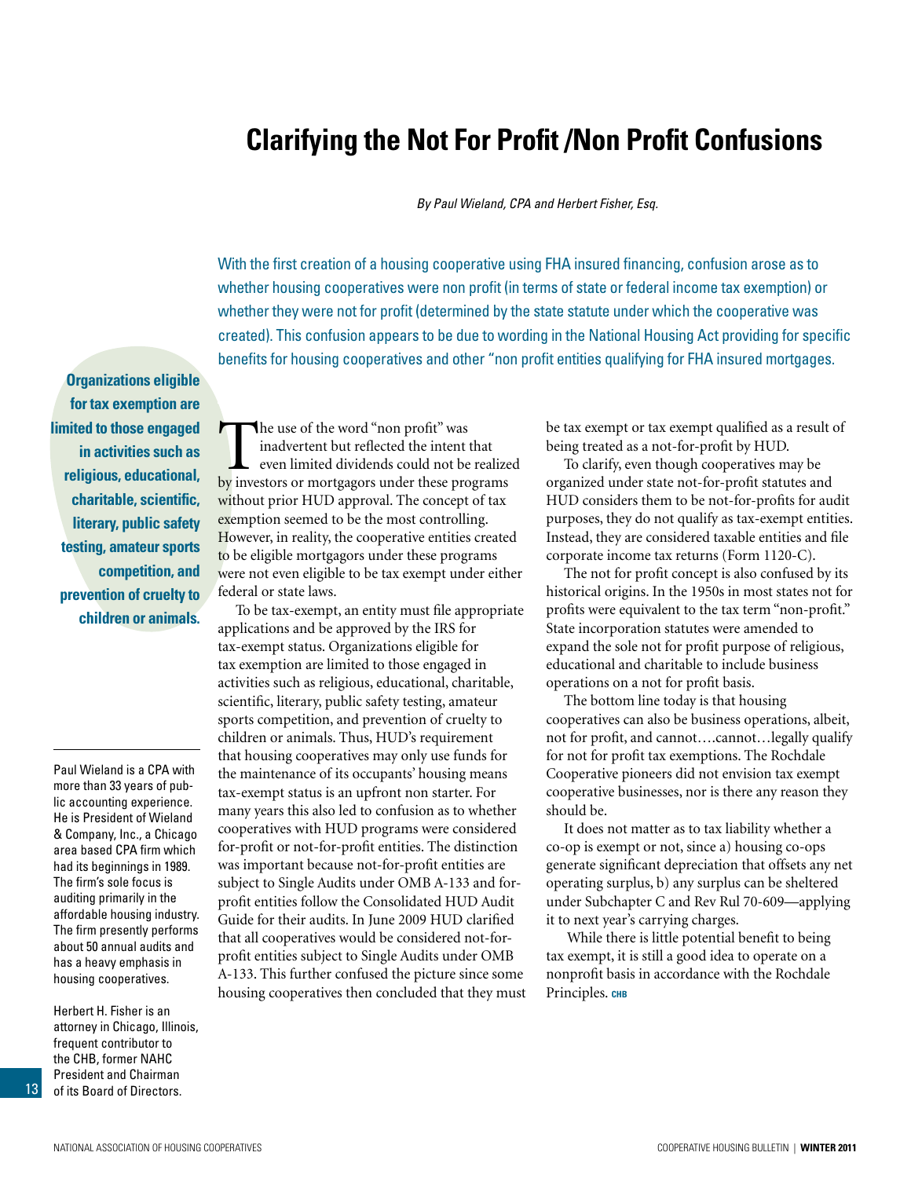# Clarifying the Not For Profit /Non Profit Confusions

*By Paul Wieland, CPA and Herbert Fisher, Esq.*

With the first creation of a housing cooperative using FHA insured financing, confusion arose as to whether housing cooperatives were non profit (in terms of state or federal income tax exemption) or whether they were not for profit (determined by the state statute under which the cooperative was created). This confusion appears to be due to wording in the National Housing Act providing for specific benefits for housing cooperatives and other "non profit entities qualifying for FHA insured mortgages.

**Organizations eligible for tax exemption are limited to those engaged in activities such as religious, educational, charitable, scientific, literary, public safety testing, amateur sports competition, and prevention of cruelty to children or animals.**

The use of the word "non profit" was inadvertent but reflected the intent that even limited dividends could not be realized by investors or mortgagors under these programs without prior HUD approval. The concept of tax exemption seemed to be the most controlling. However, in reality, the cooperative entities created to be eligible mortgagors under these programs were not even eligible to be tax exempt under either federal or state laws.

To be tax-exempt, an entity must file appropriate applications and be approved by the IRS for tax-exempt status. Organizations eligible for tax exemption are limited to those engaged in activities such as religious, educational, charitable, scientific, literary, public safety testing, amateur sports competition, and prevention of cruelty to children or animals. Thus, HUD's requirement that housing cooperatives may only use funds for the maintenance of its occupants' housing means tax-exempt status is an upfront non starter. For many years this also led to confusion as to whether cooperatives with HUD programs were considered for-profit or not-for-profit entities. The distinction was important because not-for-profit entities are subject to Single Audits under OMB A-133 and for-profit entities follow the Consolidated HUD Audit Guide for their audits. In June 2009 HUD clarified that all cooperatives would be considered not-for-profit entities subject to Single Audits under OMB A-133. This further confused the picture since some housing cooperatives then concluded that they must be tax exempt or tax exempt qualified as a result of being treated as a not-for-profit by HUD.

To clarify, even though cooperatives may be organized under state not-for-profit statutes and HUD considers them to be not-for-profits for audit purposes, they do not qualify as tax-exempt entities. Instead, they are considered taxable entities and file corporate income tax returns (Form 1120-C).

The not for profit concept is also confused by its historical origins. In the 1950s in most states not for profits were equivalent to the tax term "non-profit." State incorporation statutes were amended to expand the sole not for profit purpose of religious, educational and charitable to include business operations on a not for profit basis.

The bottom line today is that housing cooperatives can also be business operations, albeit, not for profit, and cannot….cannot…legally qualify for not for profit tax exemptions. The Rochdale Cooperative pioneers did not envision tax exempt cooperative businesses, nor is there any reason they should be.

It does not matter as to tax liability whether a co-op is exempt or not, since a) housing co-ops generate significant depreciation that offsets any net operating surplus, b) any surplus can be sheltered under Subchapter C and Rev Rul 70-609—applying it to next year's carrying charges.

While there is little potential benefit to being tax exempt, it is still a good idea to operate on a nonprofit basis in accordance with the Rochdale Principles. CHB

---

Paul Wieland is a CPA with more than 33 years of public accounting experience. He is President of Wieland & Company, Inc., a Chicago area based CPA firm which had its beginnings in 1989. The firm's sole focus is auditing primarily in the affordable housing industry. The firm presently performs about 50 annual audits and has a heavy emphasis in housing cooperatives.

Herbert H. Fisher is an attorney in Chicago, Illinois, frequent contributor to the CHB, former NAHC President and Chairman of its Board of Directors.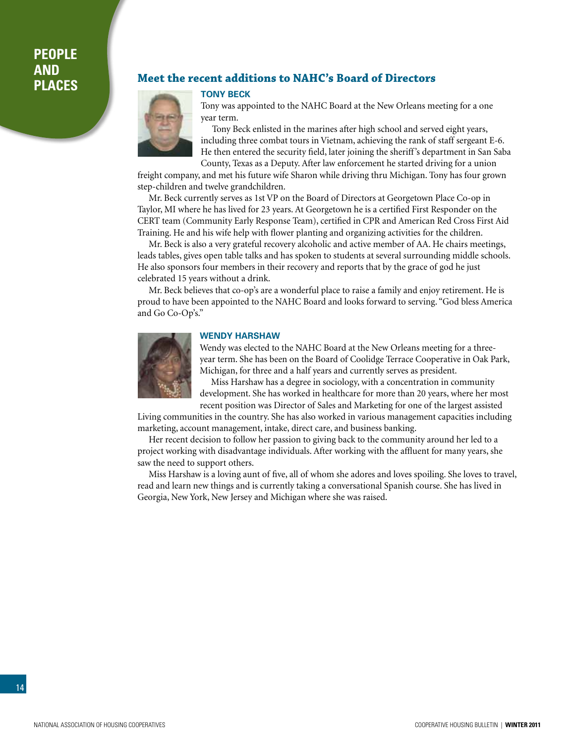# PEOPLE AND PLACES

## Meet the recent additions to NAHC's Board of Directors

### TONY BECK

Tony was appointed to the NAHC Board at the New Orleans meeting for a one year term.

Tony Beck enlisted in the marines after high school and served eight years, including three combat tours in Vietnam, achieving the rank of staff sergeant E-6. He then entered the security field, later joining the sheriff's department in San Saba County, Texas as a Deputy. After law enforcement he started driving for a union freight company, and met his future wife Sharon while driving thru Michigan. Tony has four grown step-children and twelve grandchildren.

Mr. Beck currently serves as 1st VP on the Board of Directors at Georgetown Place Co-op in Taylor, MI where he has lived for 23 years. At Georgetown he is a certified First Responder on the CERT team (Community Early Response Team), certified in CPR and American Red Cross First Aid Training. He and his wife help with flower planting and organizing activities for the children.

Mr. Beck is also a very grateful recovery alcoholic and active member of AA. He chairs meetings, leads tables, gives open table talks and has spoken to students at several surrounding middle schools. He also sponsors four members in their recovery and reports that by the grace of god he just celebrated 15 years without a drink.

Mr. Beck believes that co-op's are a wonderful place to raise a family and enjoy retirement. He is proud to have been appointed to the NAHC Board and looks forward to serving. "God bless America and Go Co-Op's."

### WENDY HARSHAW

Wendy was elected to the NAHC Board at the New Orleans meeting for a three-year term. She has been on the Board of Coolidge Terrace Cooperative in Oak Park, Michigan, for three and a half years and currently serves as president.

Miss Harshaw has a degree in sociology, with a concentration in community development. She has worked in healthcare for more than 20 years, where her most recent position was Director of Sales and Marketing for one of the largest assisted Living communities in the country. She has also worked in various management capacities including marketing, account management, intake, direct care, and business banking.

Her recent decision to follow her passion to giving back to the community around her led to a project working with disadvantage individuals. After working with the affluent for many years, she saw the need to support others.

Miss Harshaw is a loving aunt of five, all of whom she adores and loves spoiling. She loves to travel, read and learn new things and is currently taking a conversational Spanish course. She has lived in Georgia, New York, New Jersey and Michigan where she was raised.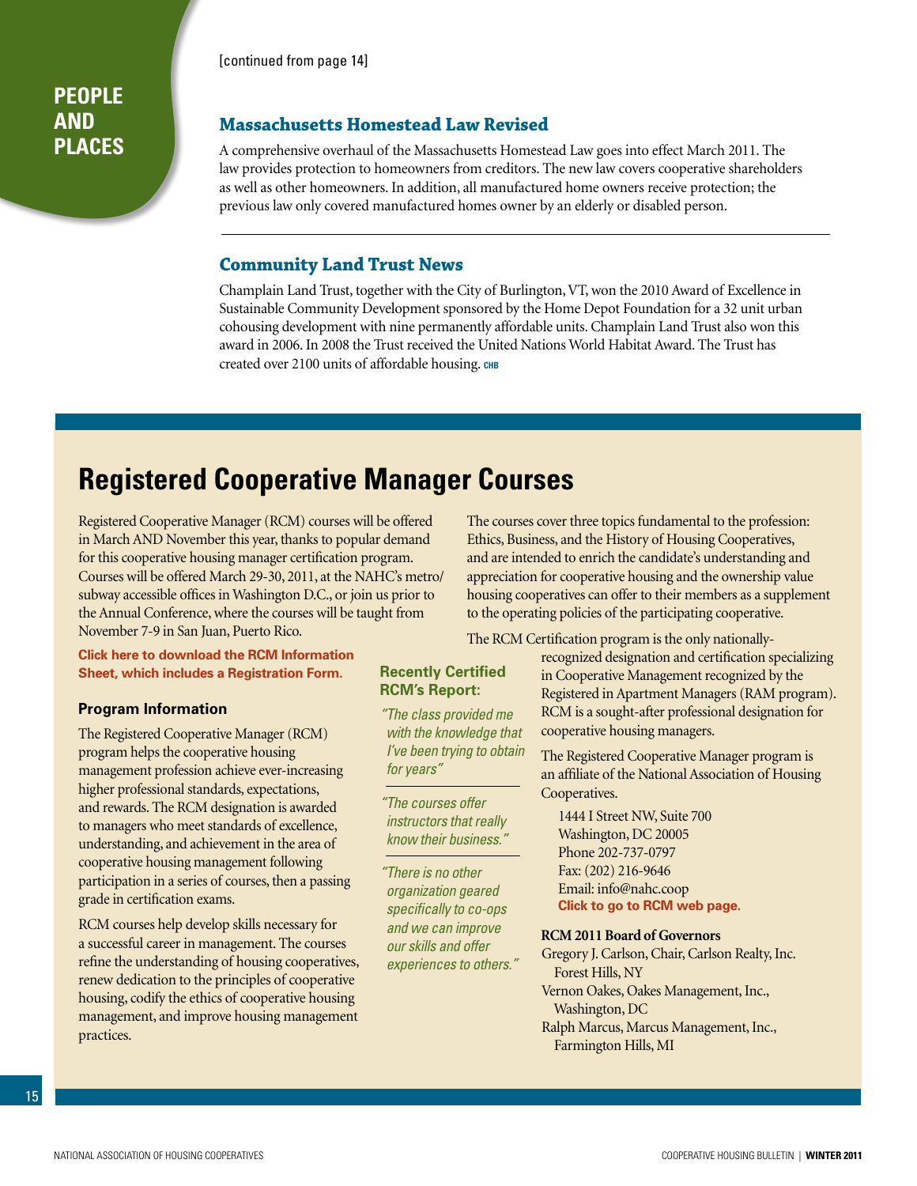PEOPLE AND PLACES

[continued from page 14]

### Massachusetts Homestead Law Revised

A comprehensive overhaul of the Massachusetts Homestead Law goes into effect March 2011. The law provides protection to homeowners from creditors. The new law covers cooperative shareholders as well as other homeowners. In addition, all manufactured home owners receive protection; the previous law only covered manufactured homes owner by an elderly or disabled person.

---

### Community Land Trust News

Champlain Land Trust, together with the City of Burlington, VT, won the 2010 Award of Excellence in Sustainable Community Development sponsored by the Home Depot Foundation for a 32 unit urban cohousing development with nine permanently affordable units. Champlain Land Trust also won this award in 2006. In 2008 the Trust received the United Nations World Habitat Award. The Trust has created over 2100 units of affordable housing. CHB

## Registered Cooperative Manager Courses

Registered Cooperative Manager (RCM) courses will be offered in March AND November this year, thanks to popular demand for this cooperative housing manager certification program. Courses will be offered March 29-30, 2011, at the NAHC's metro/subway accessible offices in Washington D.C., or join us prior to the Annual Conference, where the courses will be taught from November 7-9 in San Juan, Puerto Rico.

**Click here to download the RCM Information Sheet, which includes a Registration Form.**

### Program Information

The Registered Cooperative Manager (RCM) program helps the cooperative housing management profession achieve ever-increasing higher professional standards, expectations, and rewards. The RCM designation is awarded to managers who meet standards of excellence, understanding, and achievement in the area of cooperative housing management following participation in a series of courses, then a passing grade in certification exams.

RCM courses help develop skills necessary for a successful career in management. The courses refine the understanding of housing cooperatives, renew dedication to the principles of cooperative housing, codify the ethics of cooperative housing management, and improve housing management practices.

### Recently Certified RCM's Report:

*"The class provided me with the knowledge that I've been trying to obtain for years"*

*"The courses offer instructors that really know their business."*

*"There is no other organization geared specifically to co-ops and we can improve our skills and offer experiences to others."*

The courses cover three topics fundamental to the profession: Ethics, Business, and the History of Housing Cooperatives, and are intended to enrich the candidate's understanding and appreciation for cooperative housing and the ownership value housing cooperatives can offer to their members as a supplement to the operating policies of the participating cooperative.

The RCM Certification program is the only nationally-recognized designation and certification specializing in Cooperative Management recognized by the Registered in Apartment Managers (RAM program). RCM is a sought-after professional designation for cooperative housing managers.

The Registered Cooperative Manager program is an affiliate of the National Association of Housing Cooperatives.

1444 I Street NW, Suite 700
Washington, DC 20005
Phone 202-737-0797
Fax: (202) 216-9646
Email: info@nahc.coop
**Click to go to RCM web page.**

**RCM 2011 Board of Governors**

Gregory J. Carlson, Chair, Carlson Realty, Inc. Forest Hills, NY
Vernon Oakes, Oakes Management, Inc., Washington, DC
Ralph Marcus, Marcus Management, Inc., Farmington Hills, MI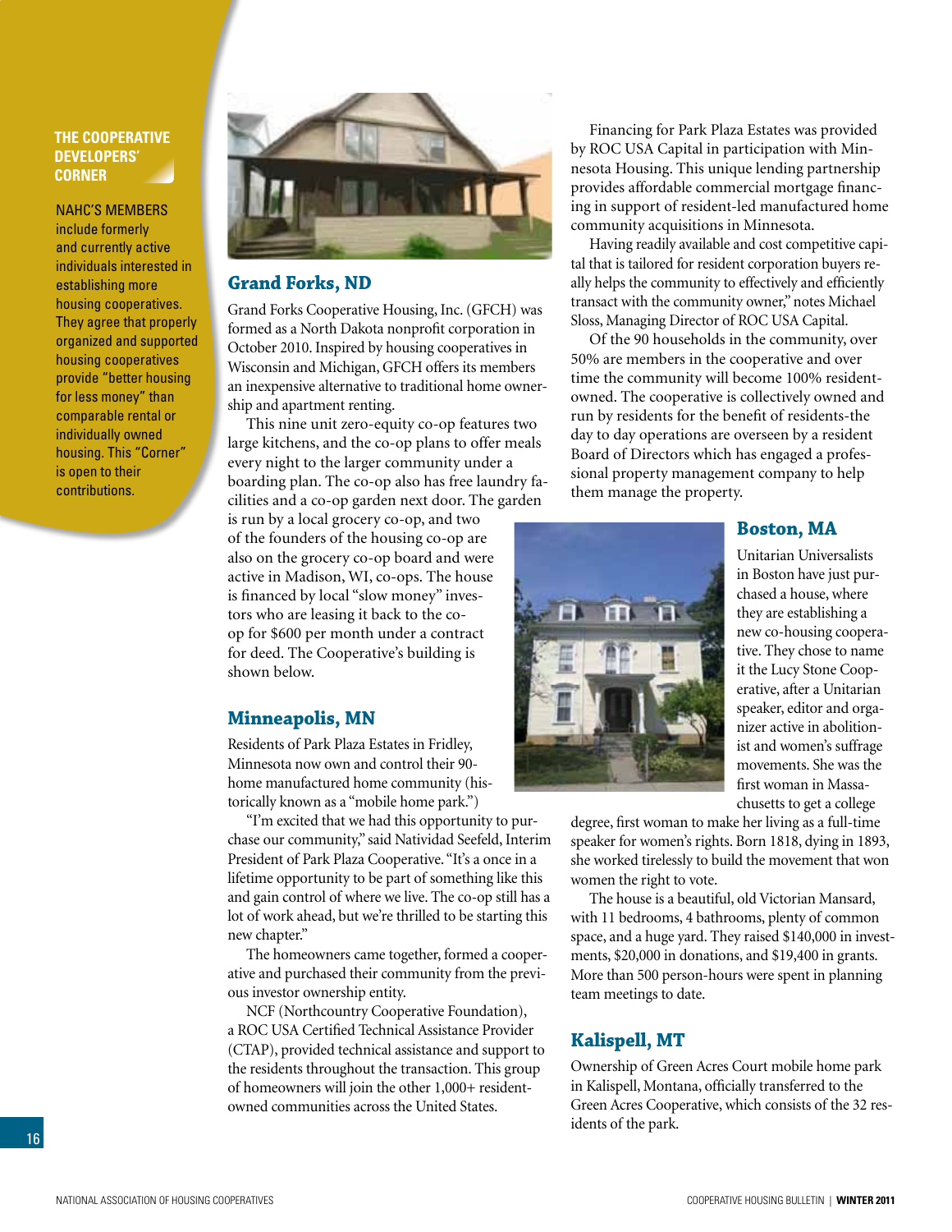## THE COOPERATIVE DEVELOPERS' CORNER

NAHC'S MEMBERS include formerly and currently active individuals interested in establishing more housing cooperatives. They agree that properly organized and supported housing cooperatives provide "better housing for less money" than comparable rental or individually owned housing. This "Corner" is open to their contributions.

### Grand Forks, ND

Grand Forks Cooperative Housing, Inc. (GFCH) was formed as a North Dakota nonprofit corporation in October 2010. Inspired by housing cooperatives in Wisconsin and Michigan, GFCH offers its members an inexpensive alternative to traditional home ownership and apartment renting.

This nine unit zero-equity co-op features two large kitchens, and the co-op plans to offer meals every night to the larger community under a boarding plan. The co-op also has free laundry facilities and a co-op garden next door. The garden is run by a local grocery co-op, and two of the founders of the housing co-op are also on the grocery co-op board and were active in Madison, WI, co-ops. The house is financed by local "slow money" investors who are leasing it back to the co-op for $600 per month under a contract for deed. The Cooperative's building is shown below.

### Minneapolis, MN

Residents of Park Plaza Estates in Fridley, Minnesota now own and control their 90-home manufactured home community (historically known as a "mobile home park.")

"I'm excited that we had this opportunity to purchase our community," said Natividad Seefeld, Interim President of Park Plaza Cooperative. "It's a once in a lifetime opportunity to be part of something like this and gain control of where we live. The co-op still has a lot of work ahead, but we're thrilled to be starting this new chapter."

The homeowners came together, formed a cooperative and purchased their community from the previous investor ownership entity.

NCF (Northcountry Cooperative Foundation), a ROC USA Certified Technical Assistance Provider (CTAP), provided technical assistance and support to the residents throughout the transaction. This group of homeowners will join the other 1,000+ resident-owned communities across the United States.

Financing for Park Plaza Estates was provided by ROC USA Capital in participation with Minnesota Housing. This unique lending partnership provides affordable commercial mortgage financing in support of resident-led manufactured home community acquisitions in Minnesota.

Having readily available and cost competitive capital that is tailored for resident corporation buyers really helps the community to effectively and efficiently transact with the community owner," notes Michael Sloss, Managing Director of ROC USA Capital.

Of the 90 households in the community, over 50% are members in the cooperative and over time the community will become 100% resident-owned. The cooperative is collectively owned and run by residents for the benefit of residents-the day to day operations are overseen by a resident Board of Directors which has engaged a professional property management company to help them manage the property.

### Boston, MA

Unitarian Universalists in Boston have just purchased a house, where they are establishing a new co-housing cooperative. They chose to name it the Lucy Stone Cooperative, after a Unitarian speaker, editor and organizer active in abolitionist and women's suffrage movements. She was the first woman in Massachusetts to get a college degree, first woman to make her living as a full-time speaker for women's rights. Born 1818, dying in 1893, she worked tirelessly to build the movement that won women the right to vote.

The house is a beautiful, old Victorian Mansard, with 11 bedrooms, 4 bathrooms, plenty of common space, and a huge yard. They raised $140,000 in investments, $20,000 in donations, and $19,400 in grants. More than 500 person-hours were spent in planning team meetings to date.

### Kalispell, MT

Ownership of Green Acres Court mobile home park in Kalispell, Montana, officially transferred to the Green Acres Cooperative, which consists of the 32 residents of the park.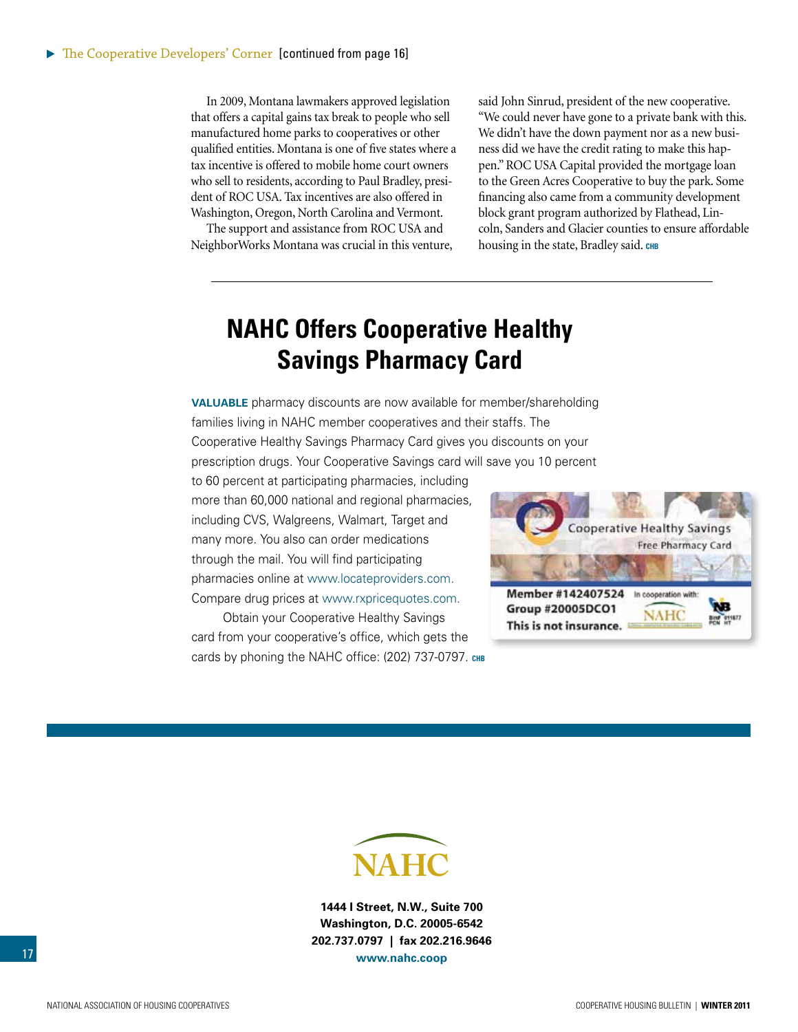In 2009, Montana lawmakers approved legislation that offers a capital gains tax break to people who sell manufactured home parks to cooperatives or other qualified entities. Montana is one of five states where a tax incentive is offered to mobile home court owners who sell to residents, according to Paul Bradley, president of ROC USA. Tax incentives are also offered in Washington, Oregon, North Carolina and Vermont.

The support and assistance from ROC USA and NeighborWorks Montana was crucial in this venture, said John Sinrud, president of the new cooperative. "We could never have gone to a private bank with this. We didn't have the down payment nor as a new business did we have the credit rating to make this happen." ROC USA Capital provided the mortgage loan to the Green Acres Cooperative to buy the park. Some financing also came from a community development block grant program authorized by Flathead, Lincoln, Sanders and Glacier counties to ensure affordable housing in the state, Bradley said. CHB

# NAHC Offers Cooperative Healthy Savings Pharmacy Card

**VALUABLE** pharmacy discounts are now available for member/shareholding families living in NAHC member cooperatives and their staffs. The Cooperative Healthy Savings Pharmacy Card gives you discounts on your prescription drugs. Your Cooperative Savings card will save you 10 percent to 60 percent at participating pharmacies, including more than 60,000 national and regional pharmacies, including CVS, Walgreens, Walmart, Target and many more. You also can order medications through the mail. You will find participating pharmacies online at www.locateproviders.com. Compare drug prices at www.rxpricequotes.com.

Obtain your Cooperative Healthy Savings card from your cooperative's office, which gets the cards by phoning the NAHC office: (202) 737-0797. CHB

Cooperative Healthy Savings
Free Pharmacy Card
Member #142407524
Group #20005DCO1
This is not insurance.
In cooperation with:
NAHC

NAHC

**1444 I Street, N.W., Suite 700**
**Washington, D.C. 20005-6542**
**202.737.0797 | fax 202.216.9646**
**www.nahc.coop**